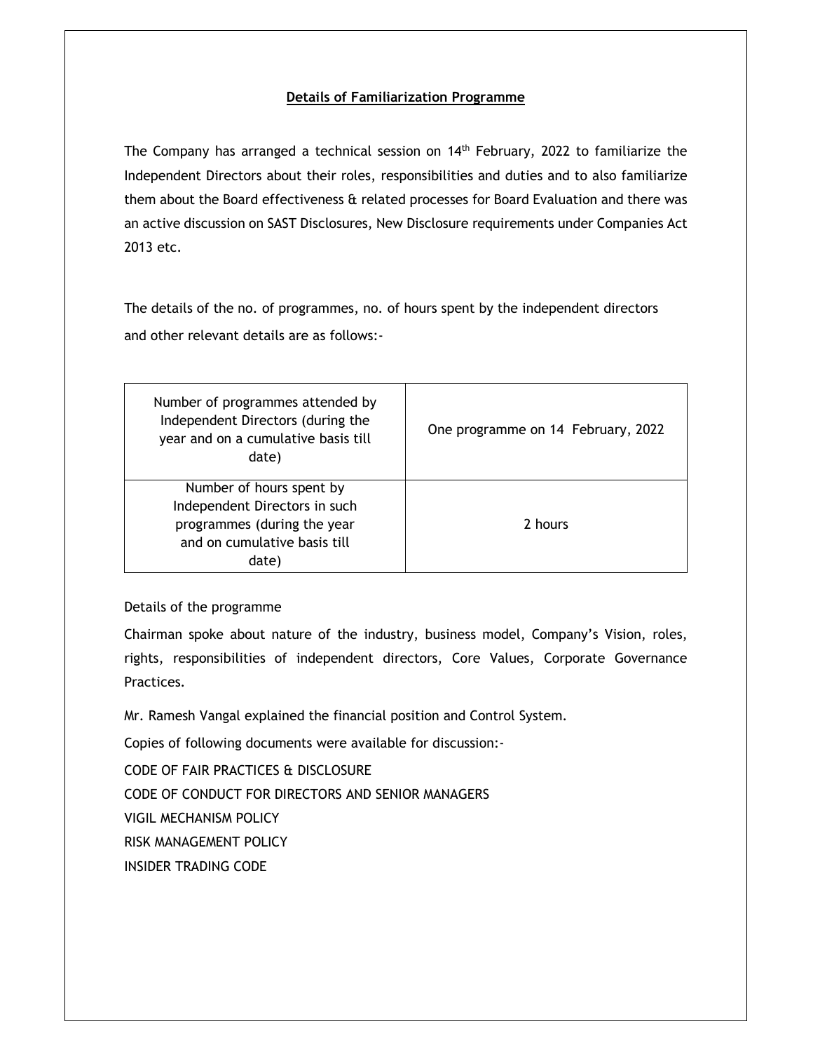## Details of Familiarization Programme

The Company has arranged a technical session on 14th February, 2022 to familiarize the Independent Directors about their roles, responsibilities and duties and to also familiarize them about the Board effectiveness & related processes for Board Evaluation and there was an active discussion on SAST Disclosures, New Disclosure requirements under Companies Act 2013 etc.

The details of the no. of programmes, no. of hours spent by the independent directors and other relevant details are as follows:-

| | |
|---|---|
| Number of programmes attended by Independent Directors (during the year and on a cumulative basis till date) | One programme on 14 February, 2022 |
| Number of hours spent by Independent Directors in such programmes (during the year and on cumulative basis till date) | 2 hours |

Details of the programme

Chairman spoke about nature of the industry, business model, Company's Vision, roles, rights, responsibilities of independent directors, Core Values, Corporate Governance Practices.

Mr. Ramesh Vangal explained the financial position and Control System.

Copies of following documents were available for discussion:-

CODE OF FAIR PRACTICES & DISCLOSURE

CODE OF CONDUCT FOR DIRECTORS AND SENIOR MANAGERS

VIGIL MECHANISM POLICY

RISK MANAGEMENT POLICY

INSIDER TRADING CODE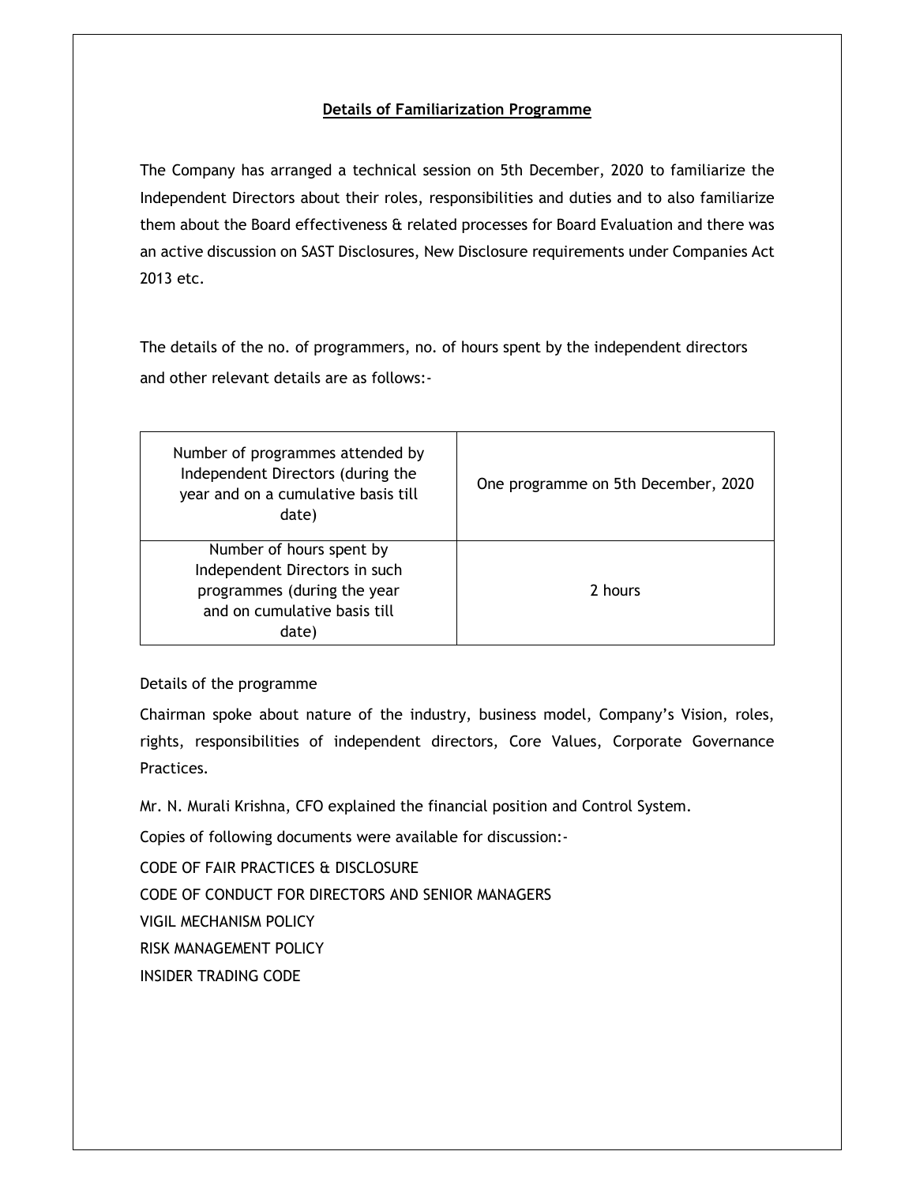## Details of Familiarization Programme

The Company has arranged a technical session on 5th December, 2020 to familiarize the Independent Directors about their roles, responsibilities and duties and to also familiarize them about the Board effectiveness & related processes for Board Evaluation and there was an active discussion on SAST Disclosures, New Disclosure requirements under Companies Act 2013 etc.

The details of the no. of programmers, no. of hours spent by the independent directors and other relevant details are as follows:-

| | |
|---|---|
| Number of programmes attended by Independent Directors (during the year and on a cumulative basis till date) | One programme on 5th December, 2020 |
| Number of hours spent by Independent Directors in such programmes (during the year and on cumulative basis till date) | 2 hours |

Details of the programme

Chairman spoke about nature of the industry, business model, Company's Vision, roles, rights, responsibilities of independent directors, Core Values, Corporate Governance Practices.

Mr. N. Murali Krishna, CFO explained the financial position and Control System.

Copies of following documents were available for discussion:-

CODE OF FAIR PRACTICES & DISCLOSURE

CODE OF CONDUCT FOR DIRECTORS AND SENIOR MANAGERS

VIGIL MECHANISM POLICY

RISK MANAGEMENT POLICY

INSIDER TRADING CODE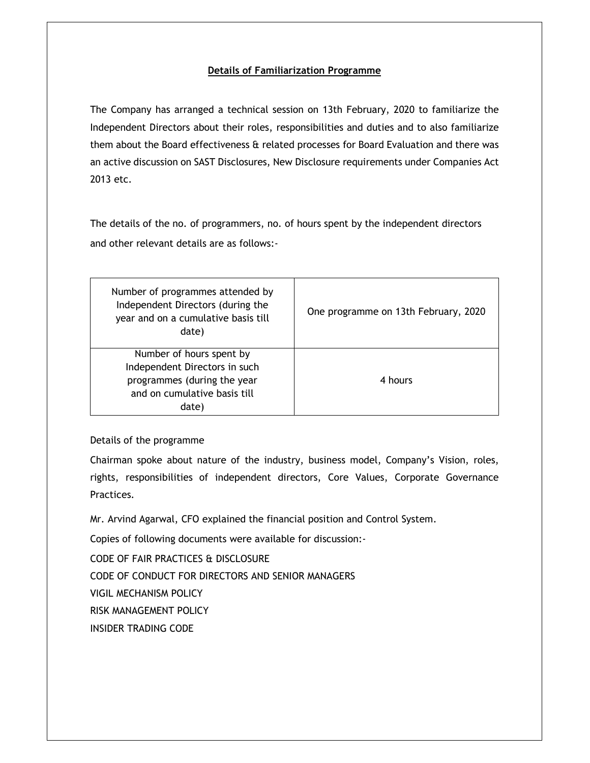## Details of Familiarization Programme

The Company has arranged a technical session on 13th February, 2020 to familiarize the Independent Directors about their roles, responsibilities and duties and to also familiarize them about the Board effectiveness & related processes for Board Evaluation and there was an active discussion on SAST Disclosures, New Disclosure requirements under Companies Act 2013 etc.

The details of the no. of programmers, no. of hours spent by the independent directors and other relevant details are as follows:-

| | |
|---|---|
| Number of programmes attended by Independent Directors (during the year and on a cumulative basis till date) | One programme on 13th February, 2020 |
| Number of hours spent by Independent Directors in such programmes (during the year and on cumulative basis till date) | 4 hours |

Details of the programme

Chairman spoke about nature of the industry, business model, Company's Vision, roles, rights, responsibilities of independent directors, Core Values, Corporate Governance Practices.

Mr. Arvind Agarwal, CFO explained the financial position and Control System.

Copies of following documents were available for discussion:-

CODE OF FAIR PRACTICES & DISCLOSURE

CODE OF CONDUCT FOR DIRECTORS AND SENIOR MANAGERS

VIGIL MECHANISM POLICY

RISK MANAGEMENT POLICY

INSIDER TRADING CODE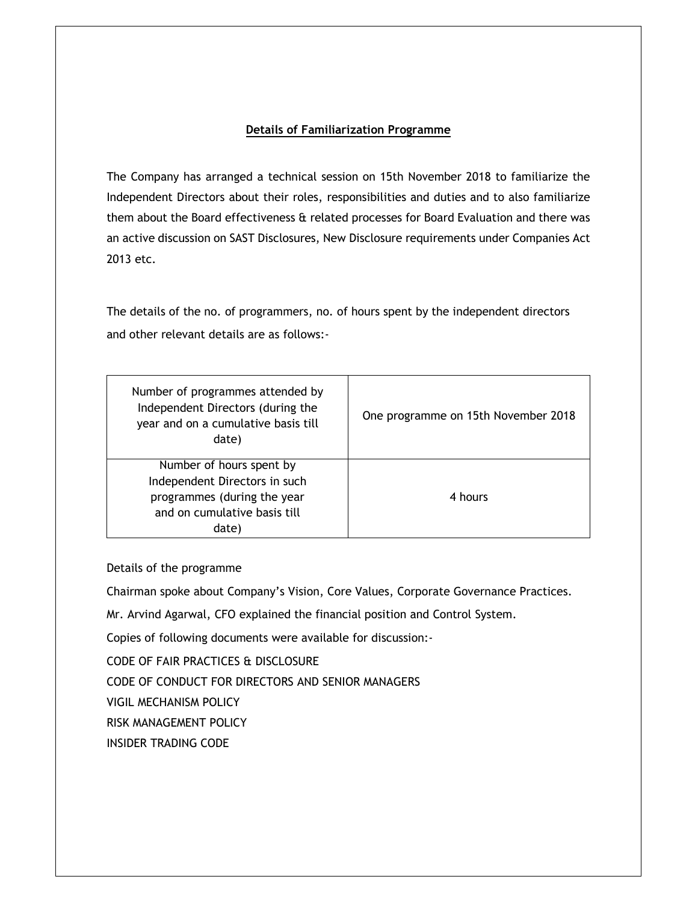## Details of Familiarization Programme

The Company has arranged a technical session on 15th November 2018 to familiarize the Independent Directors about their roles, responsibilities and duties and to also familiarize them about the Board effectiveness & related processes for Board Evaluation and there was an active discussion on SAST Disclosures, New Disclosure requirements under Companies Act 2013 etc.

The details of the no. of programmers, no. of hours spent by the independent directors and other relevant details are as follows:-

| Number of programmes attended by Independent Directors (during the year and on a cumulative basis till date) | One programme on 15th November 2018 |
|---|---|
| Number of hours spent by Independent Directors in such programmes (during the year and on cumulative basis till date) | 4 hours |

Details of the programme

Chairman spoke about Company's Vision, Core Values, Corporate Governance Practices.

Mr. Arvind Agarwal, CFO explained the financial position and Control System.

Copies of following documents were available for discussion:-

CODE OF FAIR PRACTICES & DISCLOSURE

CODE OF CONDUCT FOR DIRECTORS AND SENIOR MANAGERS

VIGIL MECHANISM POLICY

RISK MANAGEMENT POLICY

INSIDER TRADING CODE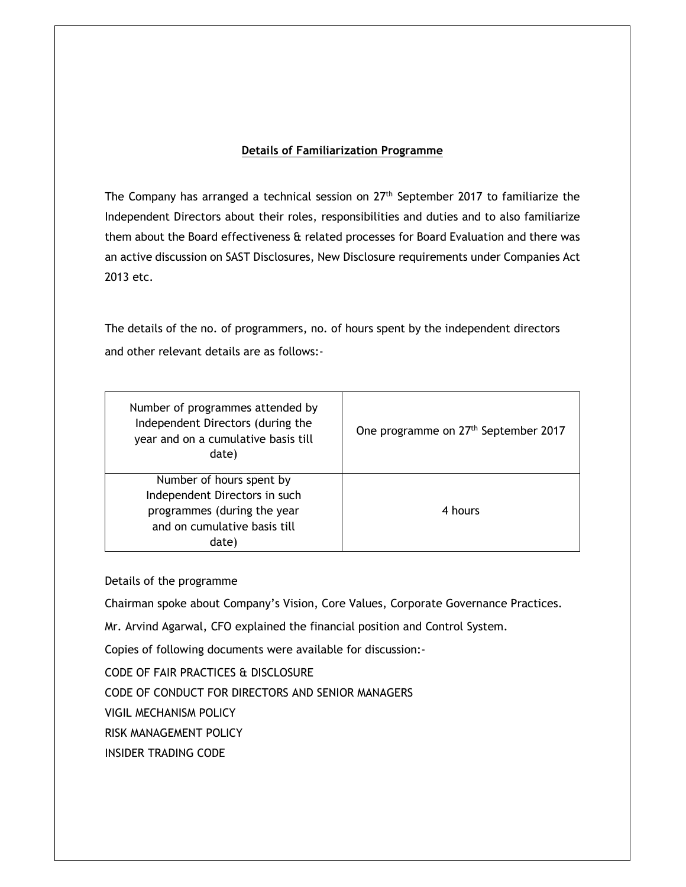## Details of Familiarization Programme

The Company has arranged a technical session on 27th September 2017 to familiarize the Independent Directors about their roles, responsibilities and duties and to also familiarize them about the Board effectiveness & related processes for Board Evaluation and there was an active discussion on SAST Disclosures, New Disclosure requirements under Companies Act 2013 etc.

The details of the no. of programmers, no. of hours spent by the independent directors and other relevant details are as follows:-

| | |
|---|---|
| Number of programmes attended by Independent Directors (during the year and on a cumulative basis till date) | One programme on 27th September 2017 |
| Number of hours spent by Independent Directors in such programmes (during the year and on cumulative basis till date) | 4 hours |

Details of the programme

Chairman spoke about Company's Vision, Core Values, Corporate Governance Practices.

Mr. Arvind Agarwal, CFO explained the financial position and Control System.

Copies of following documents were available for discussion:-

CODE OF FAIR PRACTICES & DISCLOSURE

CODE OF CONDUCT FOR DIRECTORS AND SENIOR MANAGERS

VIGIL MECHANISM POLICY

RISK MANAGEMENT POLICY

INSIDER TRADING CODE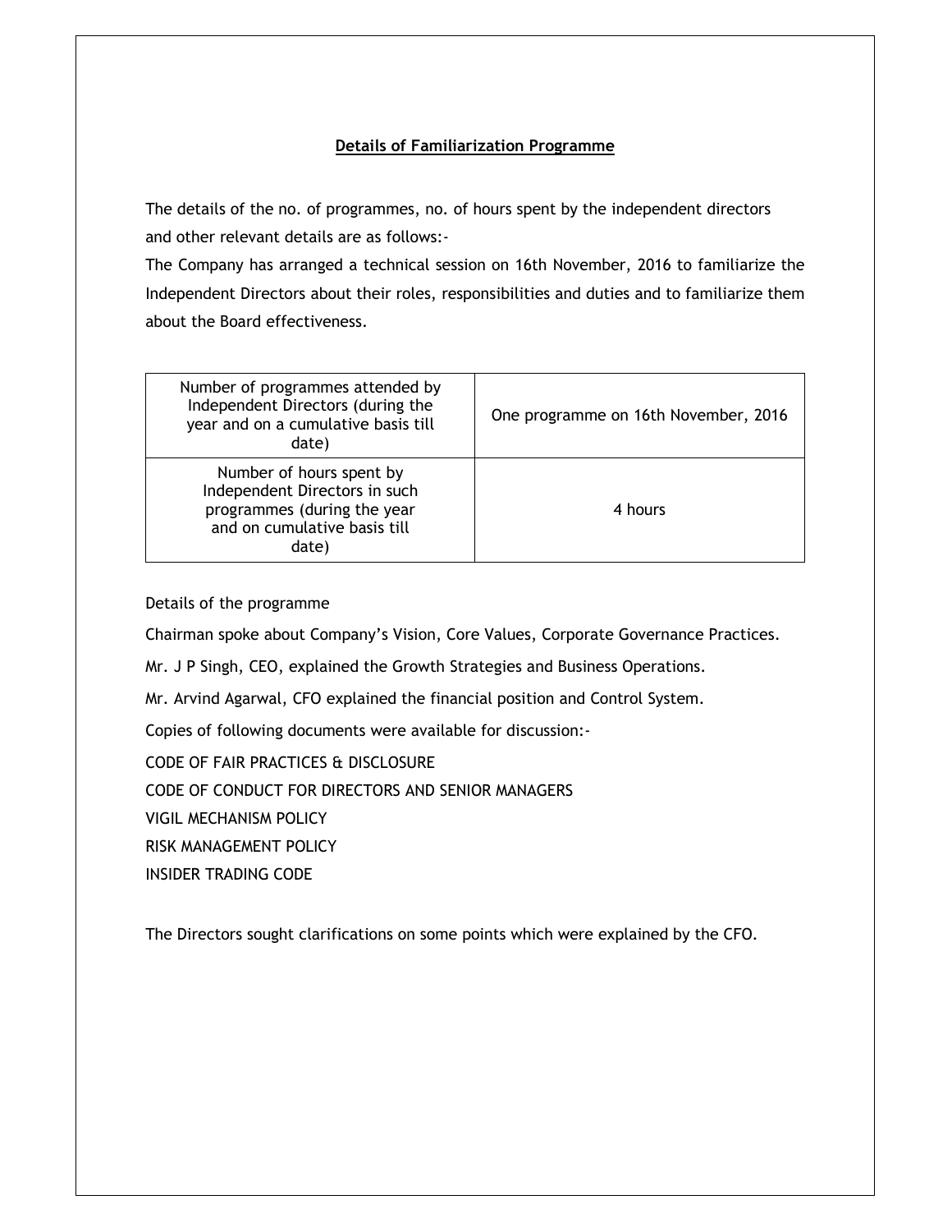## Details of Familiarization Programme

The details of the no. of programmes, no. of hours spent by the independent directors and other relevant details are as follows:-

The Company has arranged a technical session on 16th November, 2016 to familiarize the Independent Directors about their roles, responsibilities and duties and to familiarize them about the Board effectiveness.

| | |
|---|---|
| Number of programmes attended by Independent Directors (during the year and on a cumulative basis till date) | One programme on 16th November, 2016 |
| Number of hours spent by Independent Directors in such programmes (during the year and on cumulative basis till date) | 4 hours |

Details of the programme

Chairman spoke about Company's Vision, Core Values, Corporate Governance Practices.

Mr. J P Singh, CEO, explained the Growth Strategies and Business Operations.

Mr. Arvind Agarwal, CFO explained the financial position and Control System.

Copies of following documents were available for discussion:-

CODE OF FAIR PRACTICES & DISCLOSURE

CODE OF CONDUCT FOR DIRECTORS AND SENIOR MANAGERS

VIGIL MECHANISM POLICY

RISK MANAGEMENT POLICY

INSIDER TRADING CODE

The Directors sought clarifications on some points which were explained by the CFO.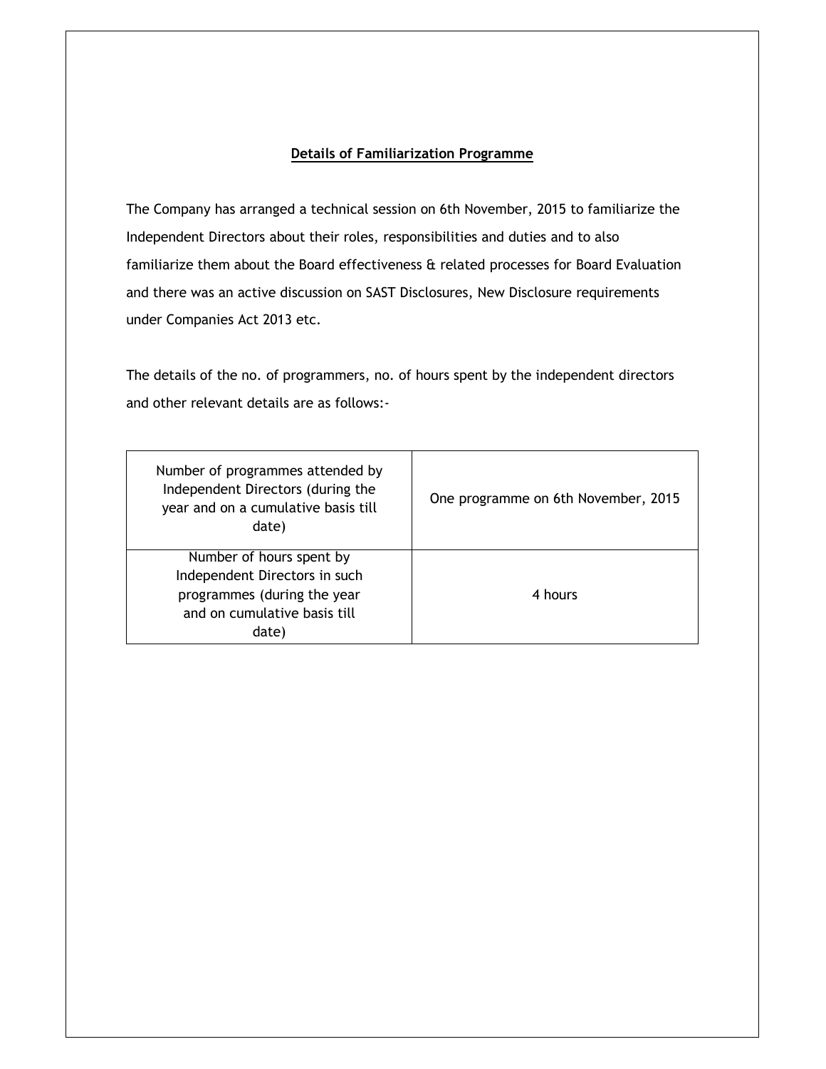## Details of Familiarization Programme

The Company has arranged a technical session on 6th November, 2015 to familiarize the Independent Directors about their roles, responsibilities and duties and to also familiarize them about the Board effectiveness & related processes for Board Evaluation and there was an active discussion on SAST Disclosures, New Disclosure requirements under Companies Act 2013 etc.

The details of the no. of programmers, no. of hours spent by the independent directors and other relevant details are as follows:-

| | |
|---|---|
| Number of programmes attended by Independent Directors (during the year and on a cumulative basis till date) | One programme on 6th November, 2015 |
| Number of hours spent by Independent Directors in such programmes (during the year and on cumulative basis till date) | 4 hours |